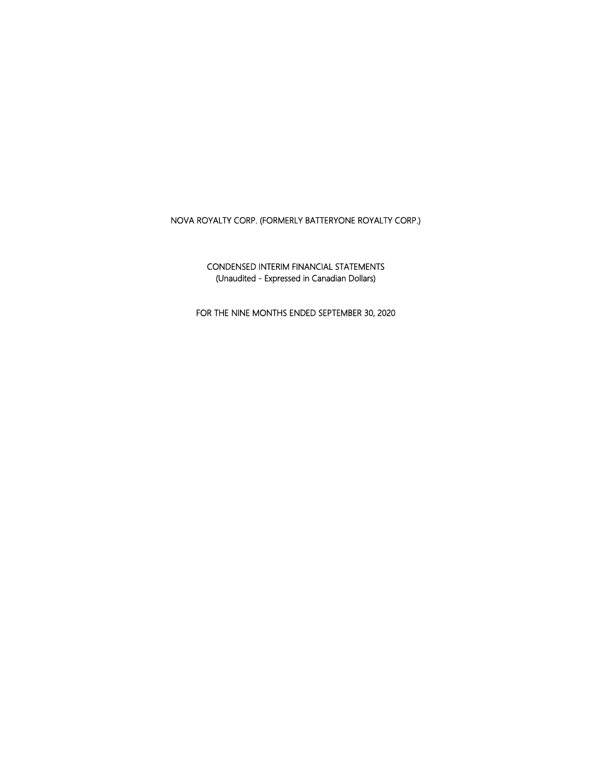# NOVA ROYALTY CORP. (FORMERLY BATTERYONE ROYALTY CORP.)

CONDENSED INTERIM FINANCIAL STATEMENTS
(Unaudited - Expressed in Canadian Dollars)

FOR THE NINE MONTHS ENDED SEPTEMBER 30, 2020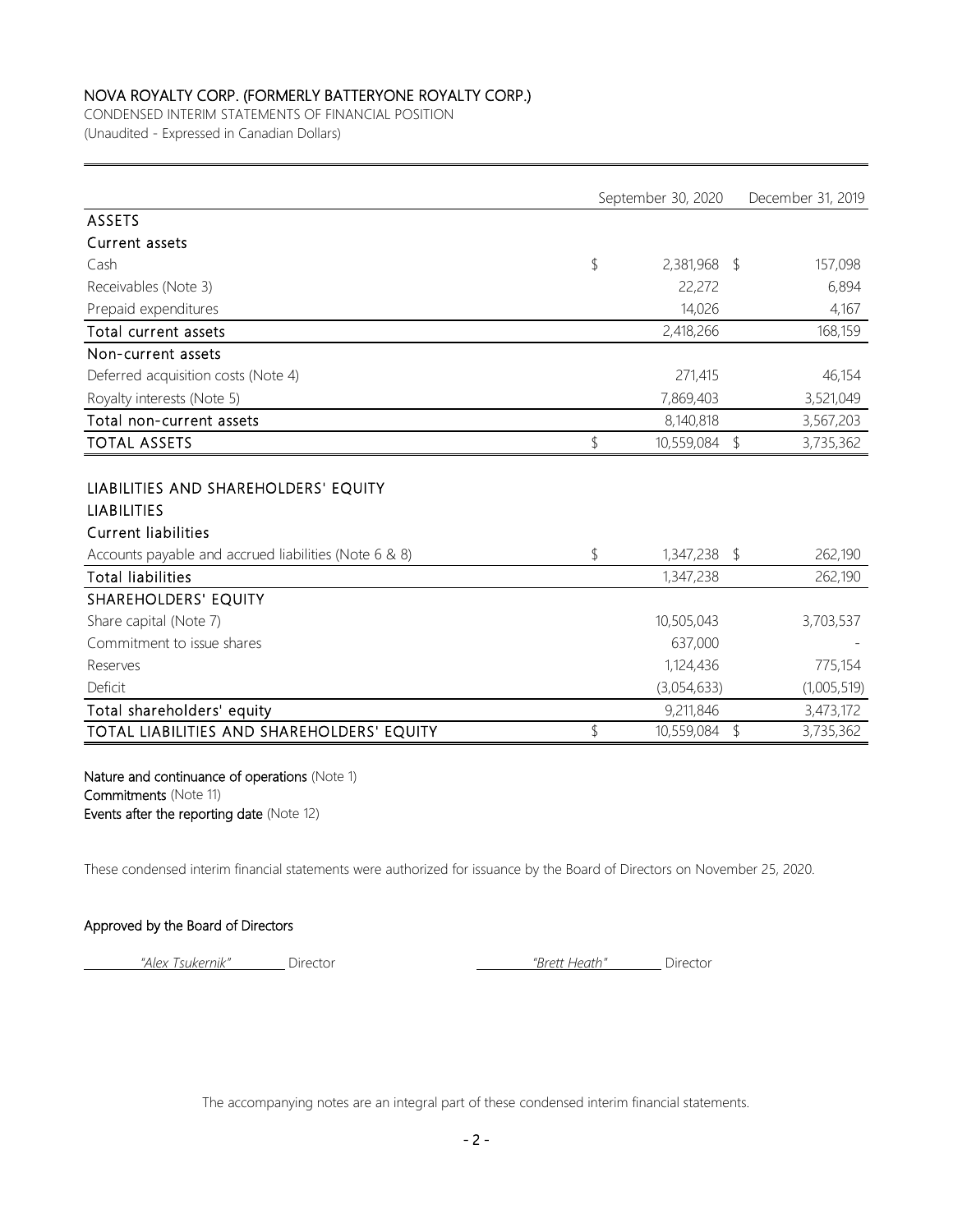# NOVA ROYALTY CORP. (FORMERLY BATTERYONE ROYALTY CORP.)

CONDENSED INTERIM STATEMENTS OF FINANCIAL POSITION

(Unaudited - Expressed in Canadian Dollars)

| | September 30, 2020 | December 31, 2019 |
|---|---|---|
| **ASSETS** | | |
| **Current assets** | | |
| Cash | $ 2,381,968 | $ 157,098 |
| Receivables (Note 3) | 22,272 | 6,894 |
| Prepaid expenditures | 14,026 | 4,167 |
| **Total current assets** | 2,418,266 | 168,159 |
| **Non-current assets** | | |
| Deferred acquisition costs (Note 4) | 271,415 | 46,154 |
| Royalty interests (Note 5) | 7,869,403 | 3,521,049 |
| **Total non-current assets** | 8,140,818 | 3,567,203 |
| **TOTAL ASSETS** | $ 10,559,084 | $ 3,735,362 |
| | | |
| **LIABILITIES AND SHAREHOLDERS' EQUITY** | | |
| **LIABILITIES** | | |
| **Current liabilities** | | |
| Accounts payable and accrued liabilities (Note 6 & 8) | $ 1,347,238 | $ 262,190 |
| **Total liabilities** | 1,347,238 | 262,190 |
| **SHAREHOLDERS' EQUITY** | | |
| Share capital (Note 7) | 10,505,043 | 3,703,537 |
| Commitment to issue shares | 637,000 | - |
| Reserves | 1,124,436 | 775,154 |
| Deficit | (3,054,633) | (1,005,519) |
| **Total shareholders' equity** | 9,211,846 | 3,473,172 |
| **TOTAL LIABILITIES AND SHAREHOLDERS' EQUITY** | $ 10,559,084 | $ 3,735,362 |

**Nature and continuance of operations** (Note 1)
**Commitments** (Note 11)
**Events after the reporting date** (Note 12)

These condensed interim financial statements were authorized for issuance by the Board of Directors on November 25, 2020.

**Approved by the Board of Directors**

*"Alex Tsukernik"* Director *"Brett Heath"* Director

The accompanying notes are an integral part of these condensed interim financial statements.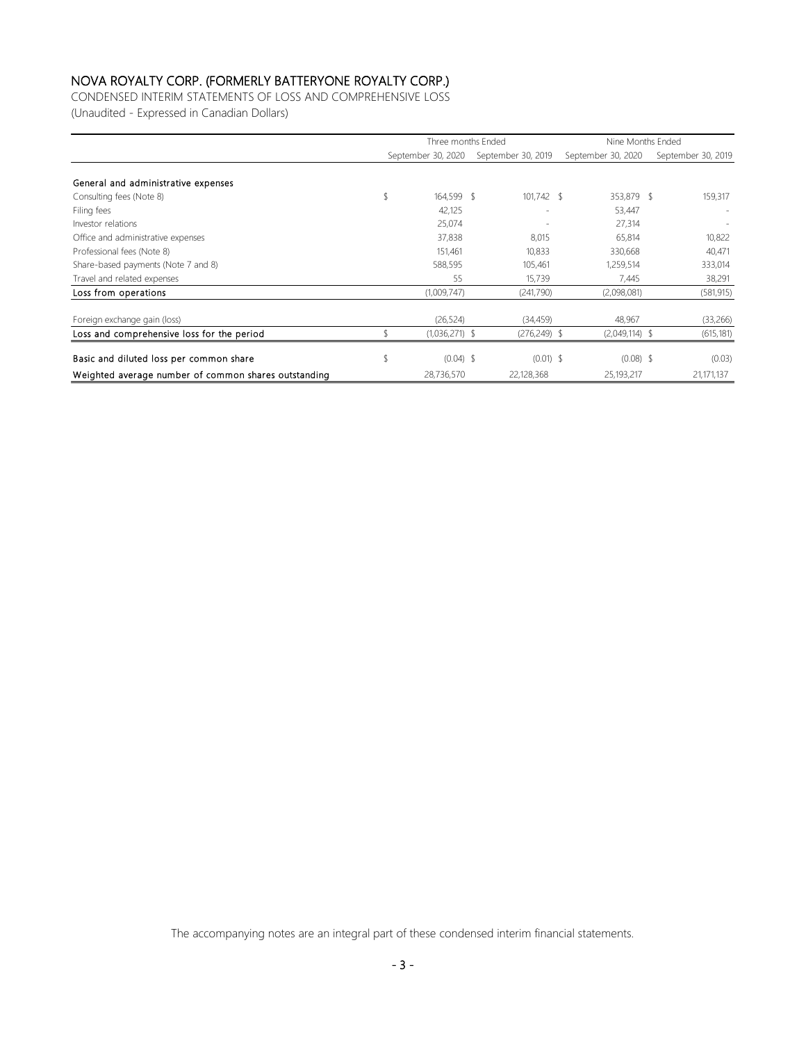# NOVA ROYALTY CORP. (FORMERLY BATTERYONE ROYALTY CORP.)

CONDENSED INTERIM STATEMENTS OF LOSS AND COMPREHENSIVE LOSS

(Unaudited - Expressed in Canadian Dollars)

| | Three months Ended | | Nine Months Ended | |
|---|---|---|---|---|
| | September 30, 2020 | September 30, 2019 | September 30, 2020 | September 30, 2019 |
| **General and administrative expenses** | | | | |
| Consulting fees (Note 8) | $ 164,599 | $ 101,742 | $ 353,879 | $ 159,317 |
| Filing fees | 42,125 | - | 53,447 | - |
| Investor relations | 25,074 | - | 27,314 | - |
| Office and administrative expenses | 37,838 | 8,015 | 65,814 | 10,822 |
| Professional fees (Note 8) | 151,461 | 10,833 | 330,668 | 40,471 |
| Share-based payments (Note 7 and 8) | 588,595 | 105,461 | 1,259,514 | 333,014 |
| Travel and related expenses | 55 | 15,739 | 7,445 | 38,291 |
| **Loss from operations** | (1,009,747) | (241,790) | (2,098,081) | (581,915) |
| Foreign exchange gain (loss) | (26,524) | (34,459) | 48,967 | (33,266) |
| **Loss and comprehensive loss for the period** | $ (1,036,271) | $ (276,249) | $ (2,049,114) | $ (615,181) |
| **Basic and diluted loss per common share** | $ (0.04) | $ (0.01) | $ (0.08) | $ (0.03) |
| **Weighted average number of common shares outstanding** | 28,736,570 | 22,128,368 | 25,193,217 | 21,171,137 |

The accompanying notes are an integral part of these condensed interim financial statements.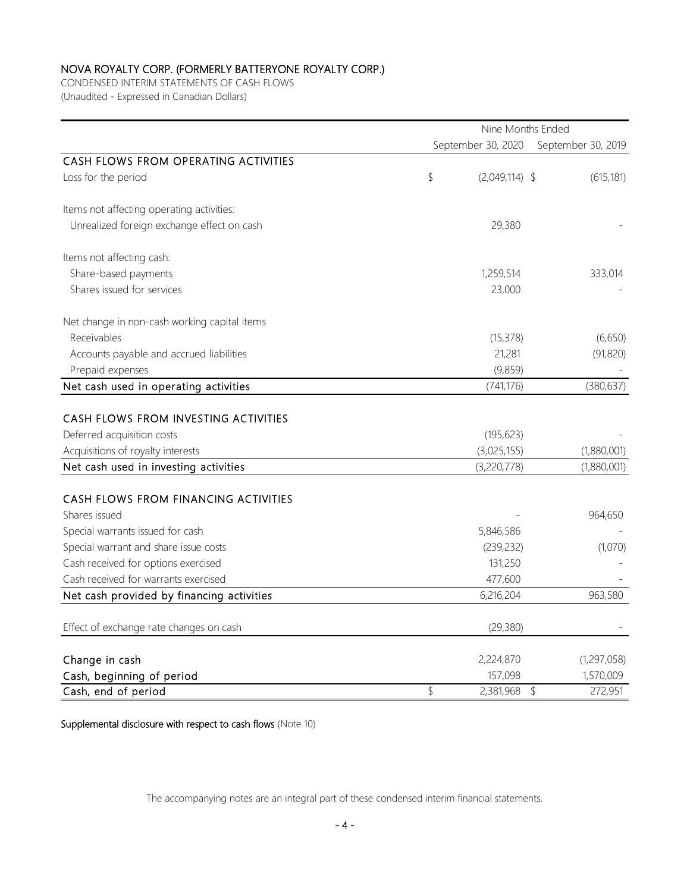# NOVA ROYALTY CORP. (FORMERLY BATTERYONE ROYALTY CORP.)

CONDENSED INTERIM STATEMENTS OF CASH FLOWS

(Unaudited - Expressed in Canadian Dollars)

| | Nine Months Ended | |
|---|---|---|
| | September 30, 2020 | September 30, 2019 |
| **CASH FLOWS FROM OPERATING ACTIVITIES** | | |
| Loss for the period | $ (2,049,114) | $ (615,181) |
| | | |
| Items not affecting operating activities: | | |
| Unrealized foreign exchange effect on cash | 29,380 | - |
| | | |
| Items not affecting cash: | | |
| Share-based payments | 1,259,514 | 333,014 |
| Shares issued for services | 23,000 | - |
| | | |
| Net change in non-cash working capital items | | |
| Receivables | (15,378) | (6,650) |
| Accounts payable and accrued liabilities | 21,281 | (91,820) |
| Prepaid expenses | (9,859) | - |
| **Net cash used in operating activities** | (741,176) | (380,637) |
| | | |
| **CASH FLOWS FROM INVESTING ACTIVITIES** | | |
| Deferred acquisition costs | (195,623) | - |
| Acquisitions of royalty interests | (3,025,155) | (1,880,001) |
| **Net cash used in investing activities** | (3,220,778) | (1,880,001) |
| | | |
| **CASH FLOWS FROM FINANCING ACTIVITIES** | | |
| Shares issued | - | 964,650 |
| Special warrants issued for cash | 5,846,586 | - |
| Special warrant and share issue costs | (239,232) | (1,070) |
| Cash received for options exercised | 131,250 | - |
| Cash received for warrants exercised | 477,600 | - |
| **Net cash provided by financing activities** | 6,216,204 | 963,580 |
| | | |
| Effect of exchange rate changes on cash | (29,380) | - |
| | | |
| **Change in cash** | 2,224,870 | (1,297,058) |
| **Cash, beginning of period** | 157,098 | 1,570,009 |
| **Cash, end of period** | $ 2,381,968 | $ 272,951 |

**Supplemental disclosure with respect to cash flows** (Note 10)

The accompanying notes are an integral part of these condensed interim financial statements.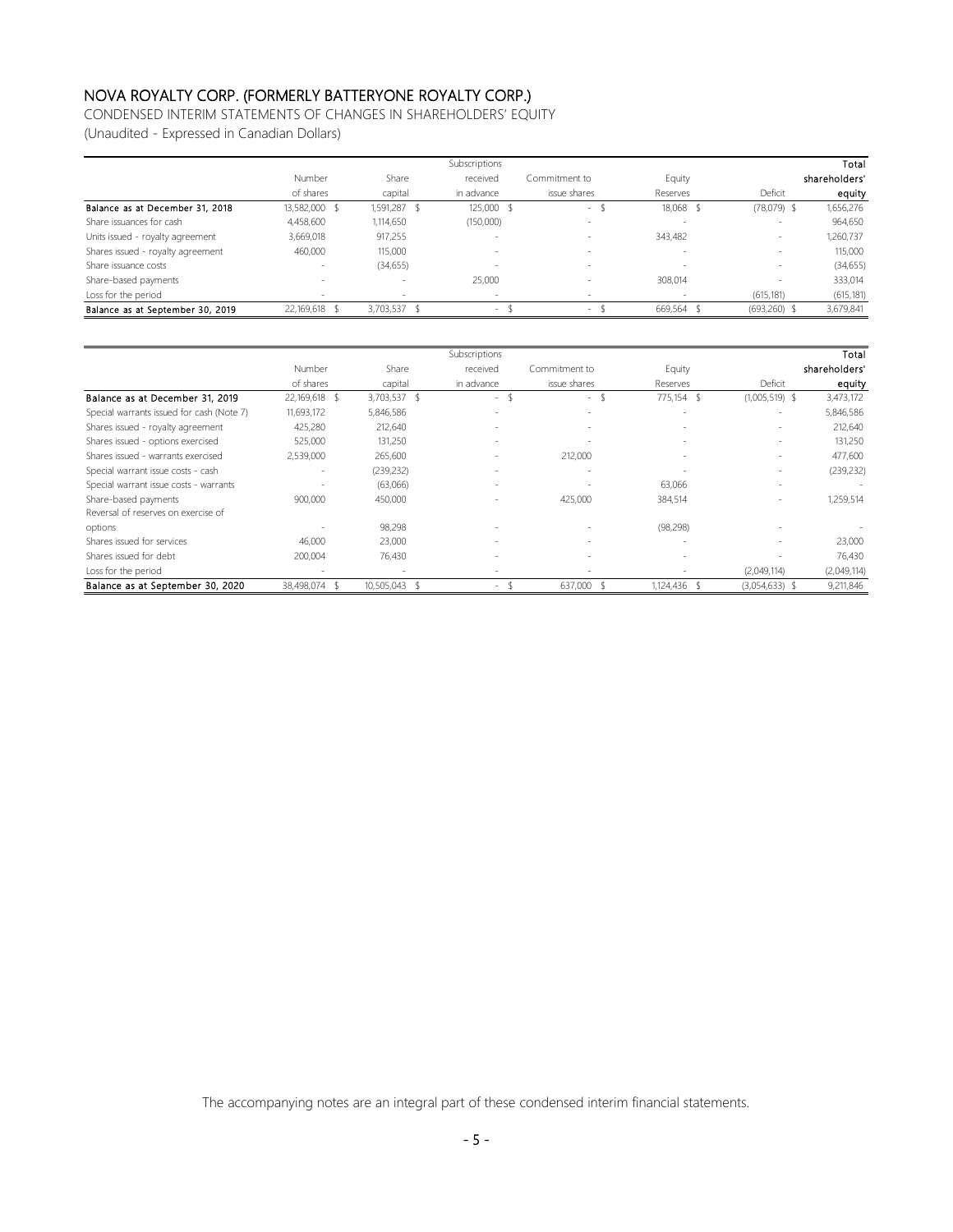# NOVA ROYALTY CORP. (FORMERLY BATTERYONE ROYALTY CORP.)

CONDENSED INTERIM STATEMENTS OF CHANGES IN SHAREHOLDERS' EQUITY

(Unaudited - Expressed in Canadian Dollars)

| | Number of shares | Share capital | Subscriptions received in advance | Commitment to issue shares | Equity Reserves | Deficit | Total shareholders' equity |
|---|---|---|---|---|---|---|---|
| **Balance as at December 31, 2018** | 13,582,000 | $ 1,591,287 | $ 125,000 | $ - | $ 18,068 | $ (78,079) | $ 1,656,276 |
| Share issuances for cash | 4,458,600 | 1,114,650 | (150,000) | - | - | - | 964,650 |
| Units issued - royalty agreement | 3,669,018 | 917,255 | - | - | 343,482 | - | 1,260,737 |
| Shares issued - royalty agreement | 460,000 | 115,000 | - | - | - | - | 115,000 |
| Share issuance costs | - | (34,655) | - | - | - | - | (34,655) |
| Share-based payments | - | - | 25,000 | - | 308,014 | - | 333,014 |
| Loss for the period | - | - | - | - | - | (615,181) | (615,181) |
| **Balance as at September 30, 2019** | 22,169,618 | $ 3,703,537 | $ - | $ - | $ 669,564 | $ (693,260) | $ 3,679,841 |

| | Number of shares | Share capital | Subscriptions received in advance | Commitment to issue shares | Equity Reserves | Deficit | Total shareholders' equity |
|---|---|---|---|---|---|---|---|
| **Balance as at December 31, 2019** | 22,169,618 | $ 3,703,537 | $ - | $ - | $ 775,154 | $ (1,005,519) | $ 3,473,172 |
| Special warrants issued for cash (Note 7) | 11,693,172 | 5,846,586 | - | - | - | - | 5,846,586 |
| Shares issued - royalty agreement | 425,280 | 212,640 | - | - | - | - | 212,640 |
| Shares issued - options exercised | 525,000 | 131,250 | - | - | - | - | 131,250 |
| Shares issued - warrants exercised | 2,539,000 | 265,600 | - | 212,000 | - | - | 477,600 |
| Special warrant issue costs - cash | - | (239,232) | - | - | - | - | (239,232) |
| Special warrant issue costs - warrants | - | (63,066) | - | - | 63,066 | - | - |
| Share-based payments | 900,000 | 450,000 | - | 425,000 | 384,514 | - | 1,259,514 |
| Reversal of reserves on exercise of options | - | 98,298 | - | - | (98,298) | - | - |
| Shares issued for services | 46,000 | 23,000 | - | - | - | - | 23,000 |
| Shares issued for debt | 200,004 | 76,430 | - | - | - | - | 76,430 |
| Loss for the period | - | - | - | - | - | (2,049,114) | (2,049,114) |
| **Balance as at September 30, 2020** | 38,498,074 | $ 10,505,043 | $ - | $ 637,000 | $ 1,124,436 | $ (3,054,633) | $ 9,211,846 |

The accompanying notes are an integral part of these condensed interim financial statements.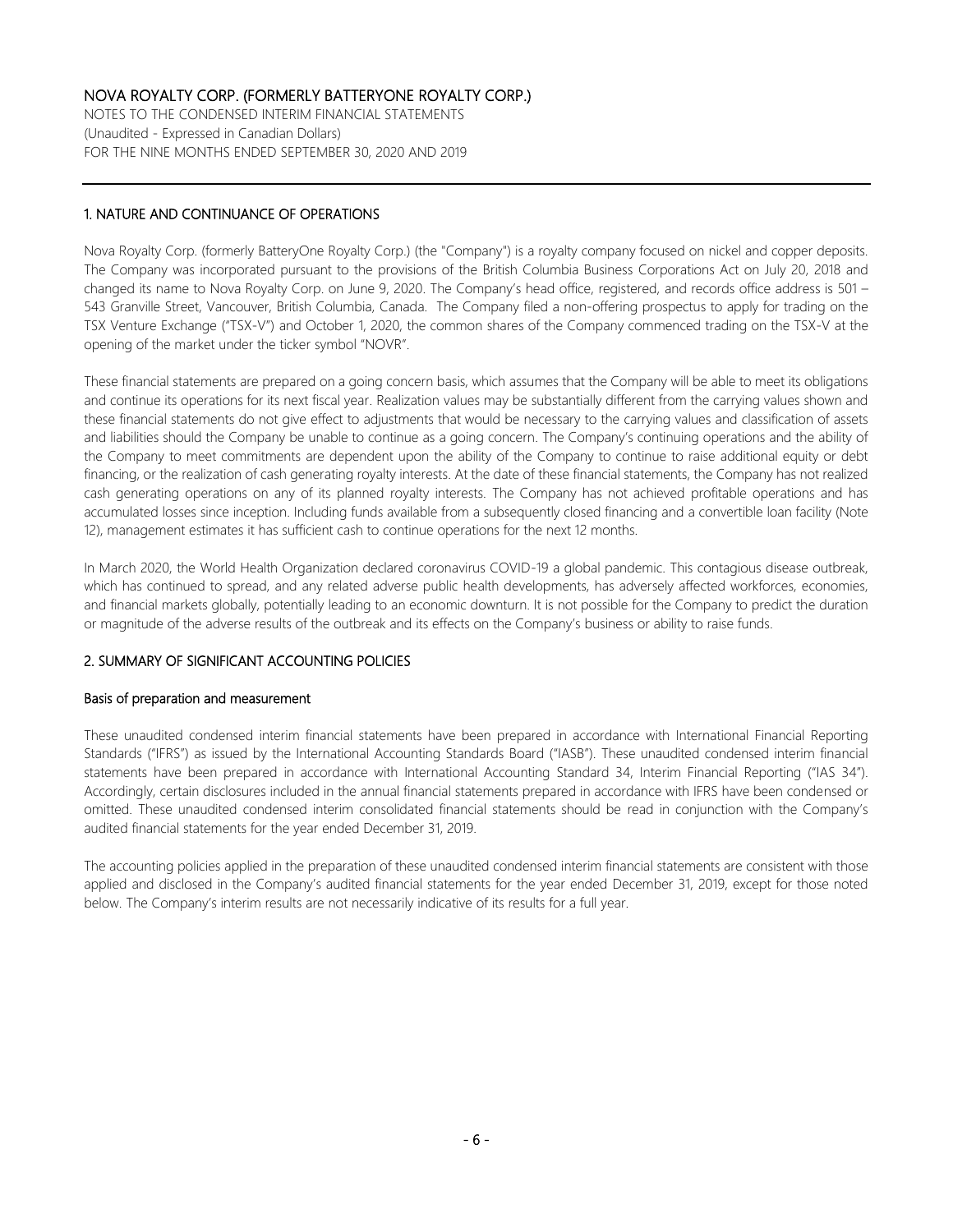## 1. NATURE AND CONTINUANCE OF OPERATIONS

Nova Royalty Corp. (formerly BatteryOne Royalty Corp.) (the "Company") is a royalty company focused on nickel and copper deposits. The Company was incorporated pursuant to the provisions of the British Columbia Business Corporations Act on July 20, 2018 and changed its name to Nova Royalty Corp. on June 9, 2020. The Company's head office, registered, and records office address is 501 – 543 Granville Street, Vancouver, British Columbia, Canada. The Company filed a non-offering prospectus to apply for trading on the TSX Venture Exchange ("TSX-V") and October 1, 2020, the common shares of the Company commenced trading on the TSX-V at the opening of the market under the ticker symbol "NOVR".

These financial statements are prepared on a going concern basis, which assumes that the Company will be able to meet its obligations and continue its operations for its next fiscal year. Realization values may be substantially different from the carrying values shown and these financial statements do not give effect to adjustments that would be necessary to the carrying values and classification of assets and liabilities should the Company be unable to continue as a going concern. The Company's continuing operations and the ability of the Company to meet commitments are dependent upon the ability of the Company to continue to raise additional equity or debt financing, or the realization of cash generating royalty interests. At the date of these financial statements, the Company has not realized cash generating operations on any of its planned royalty interests. The Company has not achieved profitable operations and has accumulated losses since inception. Including funds available from a subsequently closed financing and a convertible loan facility (Note 12), management estimates it has sufficient cash to continue operations for the next 12 months.

In March 2020, the World Health Organization declared coronavirus COVID-19 a global pandemic. This contagious disease outbreak, which has continued to spread, and any related adverse public health developments, has adversely affected workforces, economies, and financial markets globally, potentially leading to an economic downturn. It is not possible for the Company to predict the duration or magnitude of the adverse results of the outbreak and its effects on the Company's business or ability to raise funds.

## 2. SUMMARY OF SIGNIFICANT ACCOUNTING POLICIES

### Basis of preparation and measurement

These unaudited condensed interim financial statements have been prepared in accordance with International Financial Reporting Standards ("IFRS") as issued by the International Accounting Standards Board ("IASB"). These unaudited condensed interim financial statements have been prepared in accordance with International Accounting Standard 34, Interim Financial Reporting ("IAS 34"). Accordingly, certain disclosures included in the annual financial statements prepared in accordance with IFRS have been condensed or omitted. These unaudited condensed interim consolidated financial statements should be read in conjunction with the Company's audited financial statements for the year ended December 31, 2019.

The accounting policies applied in the preparation of these unaudited condensed interim financial statements are consistent with those applied and disclosed in the Company's audited financial statements for the year ended December 31, 2019, except for those noted below. The Company's interim results are not necessarily indicative of its results for a full year.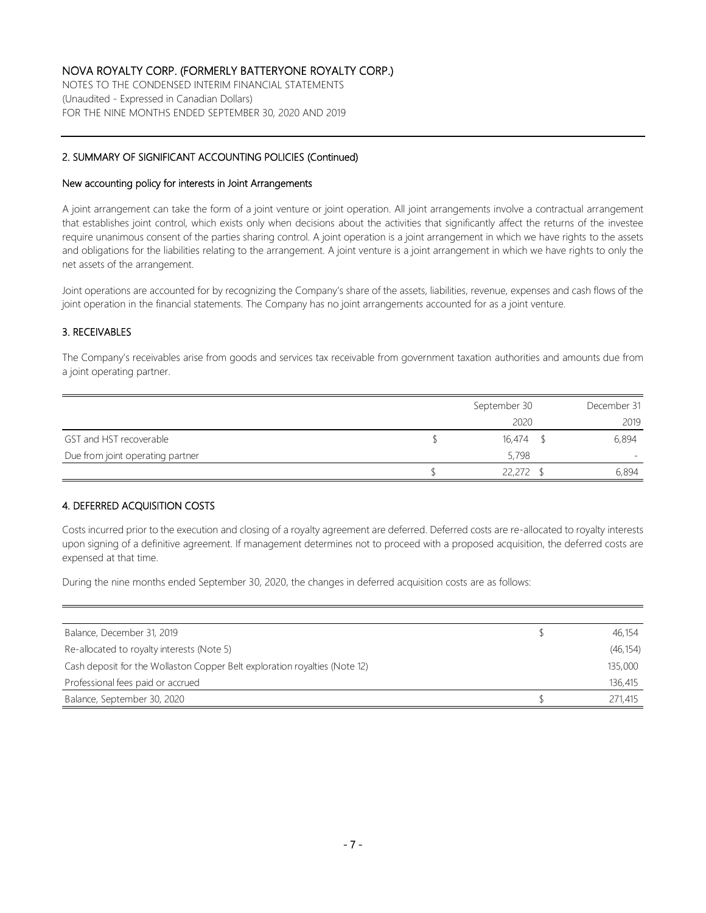## 2. SUMMARY OF SIGNIFICANT ACCOUNTING POLICIES (Continued)

### New accounting policy for interests in Joint Arrangements

A joint arrangement can take the form of a joint venture or joint operation. All joint arrangements involve a contractual arrangement that establishes joint control, which exists only when decisions about the activities that significantly affect the returns of the investee require unanimous consent of the parties sharing control. A joint operation is a joint arrangement in which we have rights to the assets and obligations for the liabilities relating to the arrangement. A joint venture is a joint arrangement in which we have rights to only the net assets of the arrangement.

Joint operations are accounted for by recognizing the Company's share of the assets, liabilities, revenue, expenses and cash flows of the joint operation in the financial statements. The Company has no joint arrangements accounted for as a joint venture.

## 3. RECEIVABLES

The Company's receivables arise from goods and services tax receivable from government taxation authorities and amounts due from a joint operating partner.

| | September 30 2020 | December 31 2019 |
|---|---|---|
| GST and HST recoverable | $ 16,474 | $ 6,894 |
| Due from joint operating partner | 5,798 | - |
| | $ 22,272 | $ 6,894 |

## 4. DEFERRED ACQUISITION COSTS

Costs incurred prior to the execution and closing of a royalty agreement are deferred. Deferred costs are re-allocated to royalty interests upon signing of a definitive agreement. If management determines not to proceed with a proposed acquisition, the deferred costs are expensed at that time.

During the nine months ended September 30, 2020, the changes in deferred acquisition costs are as follows:

| | |
|---|---|
| Balance, December 31, 2019 | $ 46,154 |
| Re-allocated to royalty interests (Note 5) | (46,154) |
| Cash deposit for the Wollaston Copper Belt exploration royalties (Note 12) | 135,000 |
| Professional fees paid or accrued | 136,415 |
| Balance, September 30, 2020 | $ 271,415 |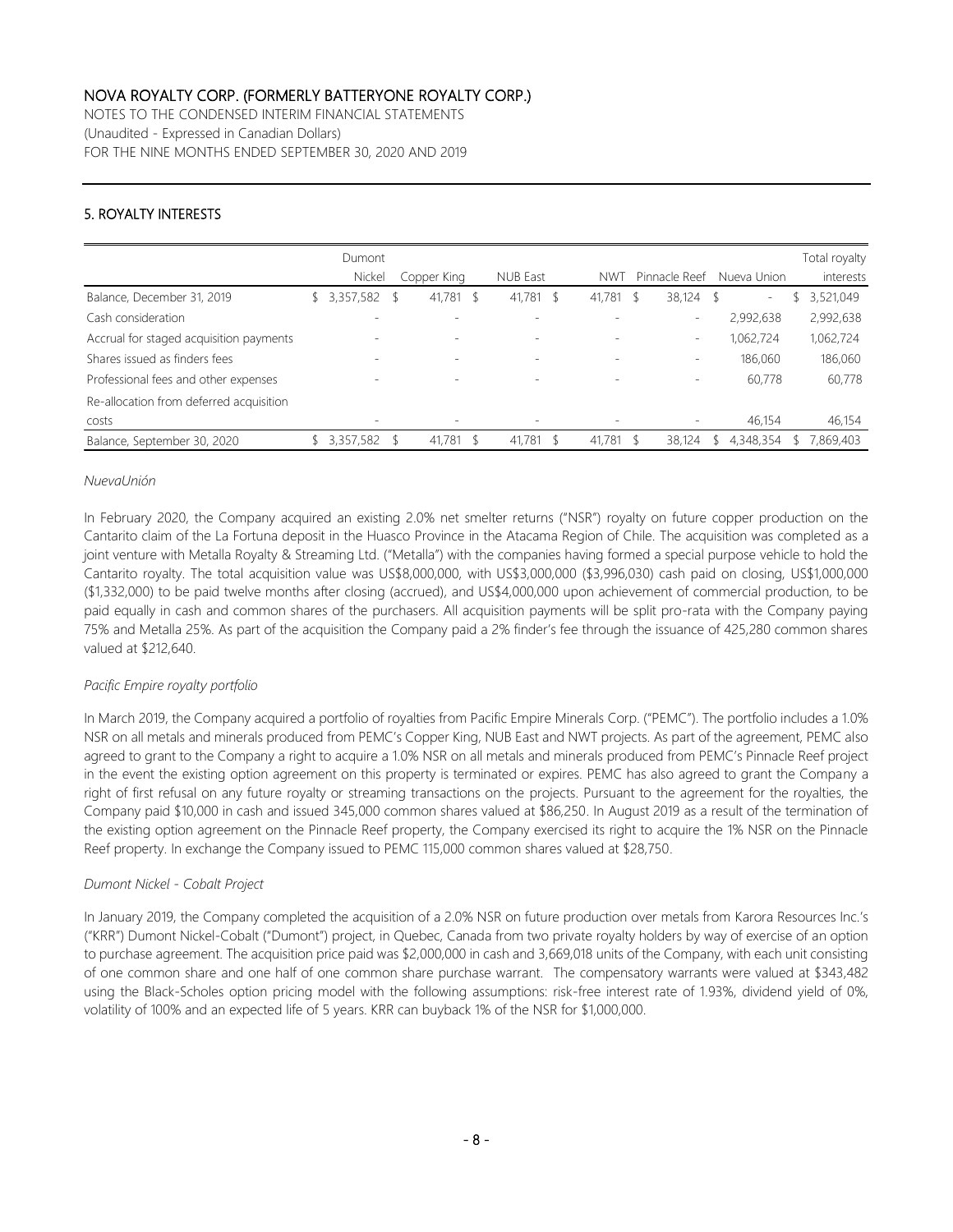## 5. ROYALTY INTERESTS

| | Dumont Nickel | Copper King | NUB East | NWT | Pinnacle Reef | Nueva Union | Total royalty interests |
|---|---|---|---|---|---|---|---|
| Balance, December 31, 2019 | $ 3,357,582 | $ 41,781 | $ 41,781 | $ 41,781 | $ 38,124 | $ - | $ 3,521,049 |
| Cash consideration | - | - | - | - | - | 2,992,638 | 2,992,638 |
| Accrual for staged acquisition payments | - | - | - | - | - | 1,062,724 | 1,062,724 |
| Shares issued as finders fees | - | - | - | - | - | 186,060 | 186,060 |
| Professional fees and other expenses | - | - | - | - | - | 60,778 | 60,778 |
| Re-allocation from deferred acquisition costs | - | - | - | - | - | 46,154 | 46,154 |
| Balance, September 30, 2020 | $ 3,357,582 | $ 41,781 | $ 41,781 | $ 41,781 | $ 38,124 | $ 4,348,354 | $ 7,869,403 |

*NuevaUnión*

In February 2020, the Company acquired an existing 2.0% net smelter returns ("NSR") royalty on future copper production on the Cantarito claim of the La Fortuna deposit in the Huasco Province in the Atacama Region of Chile. The acquisition was completed as a joint venture with Metalla Royalty & Streaming Ltd. ("Metalla") with the companies having formed a special purpose vehicle to hold the Cantarito royalty. The total acquisition value was US$8,000,000, with US$3,000,000 ($3,996,030) cash paid on closing, US$1,000,000 ($1,332,000) to be paid twelve months after closing (accrued), and US$4,000,000 upon achievement of commercial production, to be paid equally in cash and common shares of the purchasers. All acquisition payments will be split pro-rata with the Company paying 75% and Metalla 25%. As part of the acquisition the Company paid a 2% finder's fee through the issuance of 425,280 common shares valued at $212,640.

*Pacific Empire royalty portfolio*

In March 2019, the Company acquired a portfolio of royalties from Pacific Empire Minerals Corp. ("PEMC"). The portfolio includes a 1.0% NSR on all metals and minerals produced from PEMC's Copper King, NUB East and NWT projects. As part of the agreement, PEMC also agreed to grant to the Company a right to acquire a 1.0% NSR on all metals and minerals produced from PEMC's Pinnacle Reef project in the event the existing option agreement on this property is terminated or expires. PEMC has also agreed to grant the Company a right of first refusal on any future royalty or streaming transactions on the projects. Pursuant to the agreement for the royalties, the Company paid $10,000 in cash and issued 345,000 common shares valued at $86,250. In August 2019 as a result of the termination of the existing option agreement on the Pinnacle Reef property, the Company exercised its right to acquire the 1% NSR on the Pinnacle Reef property. In exchange the Company issued to PEMC 115,000 common shares valued at $28,750.

*Dumont Nickel - Cobalt Project*

In January 2019, the Company completed the acquisition of a 2.0% NSR on future production over metals from Karora Resources Inc.'s ("KRR") Dumont Nickel-Cobalt ("Dumont") project, in Quebec, Canada from two private royalty holders by way of exercise of an option to purchase agreement. The acquisition price paid was $2,000,000 in cash and 3,669,018 units of the Company, with each unit consisting of one common share and one half of one common share purchase warrant. The compensatory warrants were valued at $343,482 using the Black-Scholes option pricing model with the following assumptions: risk-free interest rate of 1.93%, dividend yield of 0%, volatility of 100% and an expected life of 5 years. KRR can buyback 1% of the NSR for $1,000,000.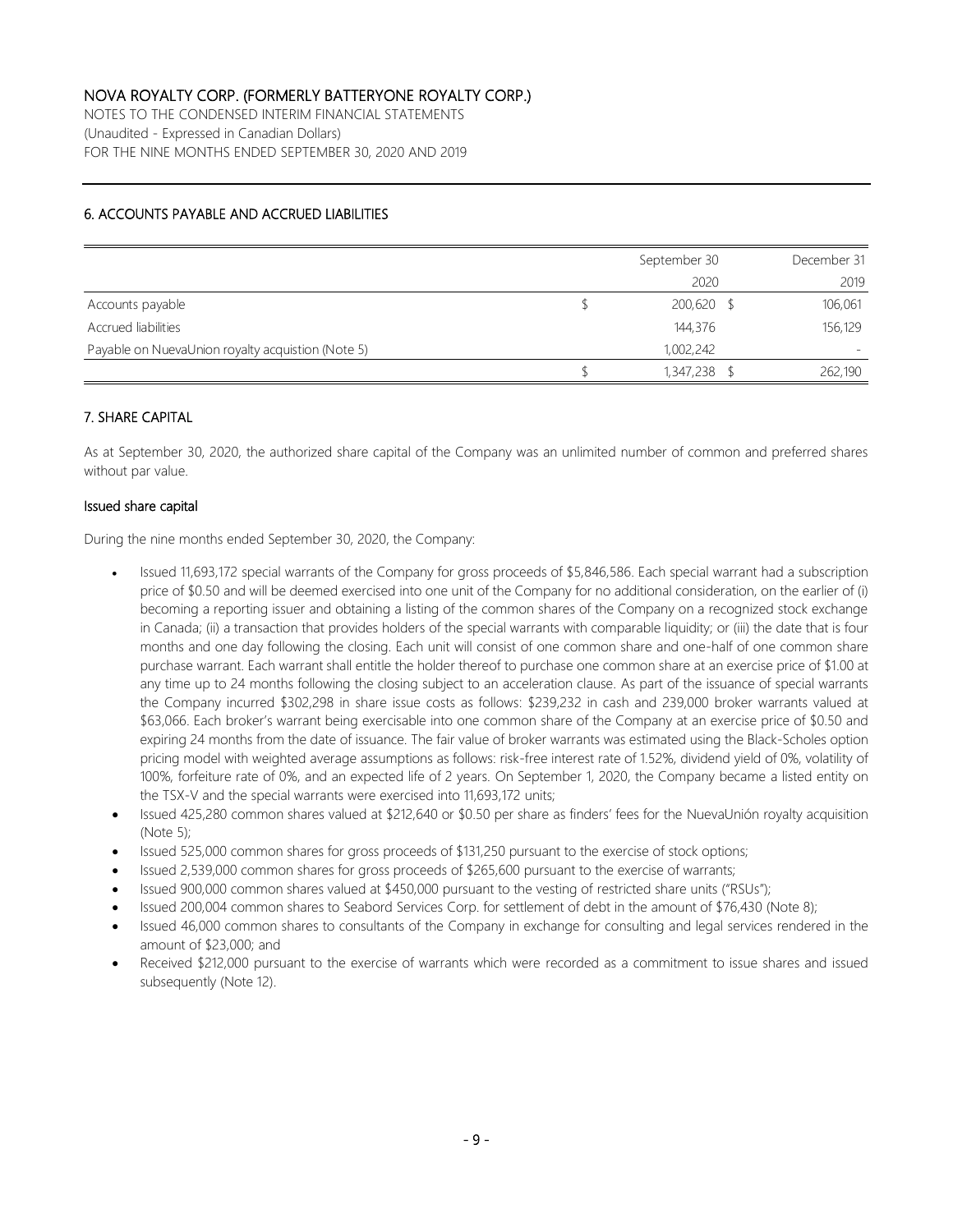## 6. ACCOUNTS PAYABLE AND ACCRUED LIABILITIES

| | September 30 2020 | December 31 2019 |
|---|---|---|
| Accounts payable | $ 200,620 | $ 106,061 |
| Accrued liabilities | 144,376 | 156,129 |
| Payable on NuevaUnion royalty acquistion (Note 5) | 1,002,242 | - |
| | $ 1,347,238 | $ 262,190 |

## 7. SHARE CAPITAL

As at September 30, 2020, the authorized share capital of the Company was an unlimited number of common and preferred shares without par value.

### Issued share capital

During the nine months ended September 30, 2020, the Company:

- Issued 11,693,172 special warrants of the Company for gross proceeds of $5,846,586. Each special warrant had a subscription price of $0.50 and will be deemed exercised into one unit of the Company for no additional consideration, on the earlier of (i) becoming a reporting issuer and obtaining a listing of the common shares of the Company on a recognized stock exchange in Canada; (ii) a transaction that provides holders of the special warrants with comparable liquidity; or (iii) the date that is four months and one day following the closing. Each unit will consist of one common share and one-half of one common share purchase warrant. Each warrant shall entitle the holder thereof to purchase one common share at an exercise price of $1.00 at any time up to 24 months following the closing subject to an acceleration clause. As part of the issuance of special warrants the Company incurred $302,298 in share issue costs as follows: $239,232 in cash and 239,000 broker warrants valued at $63,066. Each broker's warrant being exercisable into one common share of the Company at an exercise price of $0.50 and expiring 24 months from the date of issuance. The fair value of broker warrants was estimated using the Black-Scholes option pricing model with weighted average assumptions as follows: risk-free interest rate of 1.52%, dividend yield of 0%, volatility of 100%, forfeiture rate of 0%, and an expected life of 2 years. On September 1, 2020, the Company became a listed entity on the TSX-V and the special warrants were exercised into 11,693,172 units;
- Issued 425,280 common shares valued at $212,640 or $0.50 per share as finders' fees for the NuevaUnión royalty acquisition (Note 5);
- Issued 525,000 common shares for gross proceeds of $131,250 pursuant to the exercise of stock options;
- Issued 2,539,000 common shares for gross proceeds of $265,600 pursuant to the exercise of warrants;
- Issued 900,000 common shares valued at $450,000 pursuant to the vesting of restricted share units ("RSUs");
- Issued 200,004 common shares to Seabord Services Corp. for settlement of debt in the amount of $76,430 (Note 8);
- Issued 46,000 common shares to consultants of the Company in exchange for consulting and legal services rendered in the amount of $23,000; and
- Received $212,000 pursuant to the exercise of warrants which were recorded as a commitment to issue shares and issued subsequently (Note 12).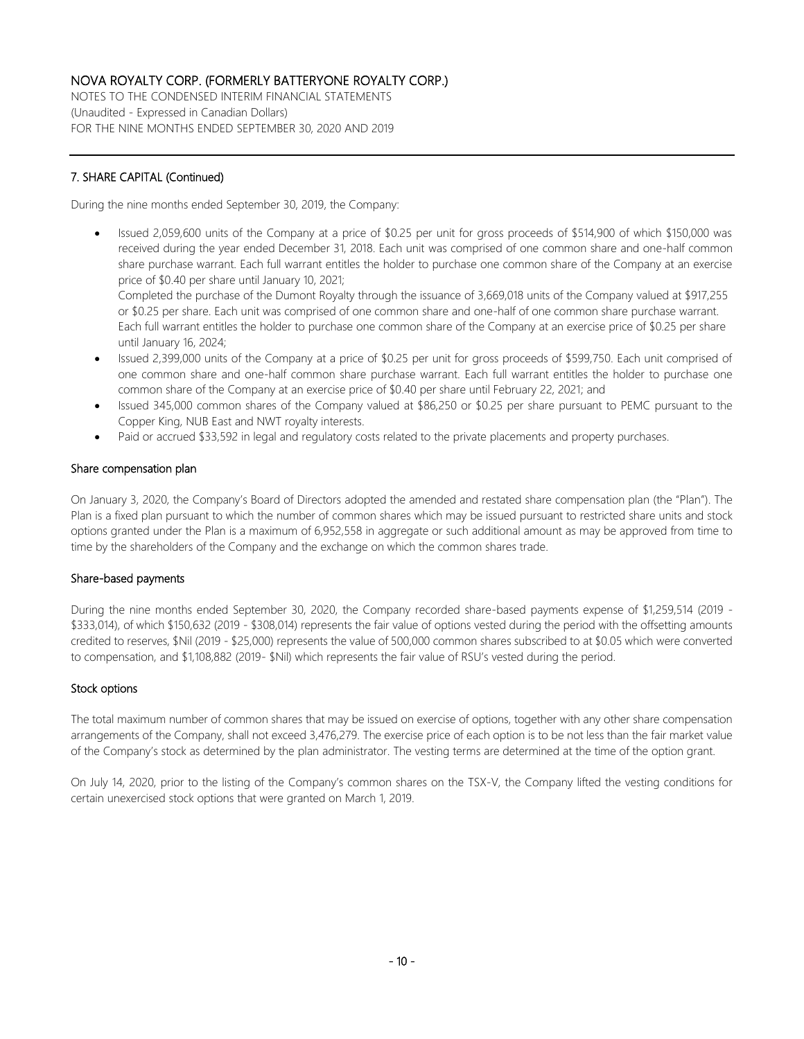## 7. SHARE CAPITAL (Continued)

During the nine months ended September 30, 2019, the Company:

- Issued 2,059,600 units of the Company at a price of $0.25 per unit for gross proceeds of $514,900 of which $150,000 was received during the year ended December 31, 2018. Each unit was comprised of one common share and one-half common share purchase warrant. Each full warrant entitles the holder to purchase one common share of the Company at an exercise price of $0.40 per share until January 10, 2021;

  Completed the purchase of the Dumont Royalty through the issuance of 3,669,018 units of the Company valued at $917,255 or $0.25 per share. Each unit was comprised of one common share and one-half of one common share purchase warrant. Each full warrant entitles the holder to purchase one common share of the Company at an exercise price of $0.25 per share until January 16, 2024;
- Issued 2,399,000 units of the Company at a price of $0.25 per unit for gross proceeds of $599,750. Each unit comprised of one common share and one-half common share purchase warrant. Each full warrant entitles the holder to purchase one common share of the Company at an exercise price of $0.40 per share until February 22, 2021; and
- Issued 345,000 common shares of the Company valued at $86,250 or $0.25 per share pursuant to PEMC pursuant to the Copper King, NUB East and NWT royalty interests.
- Paid or accrued $33,592 in legal and regulatory costs related to the private placements and property purchases.

### Share compensation plan

On January 3, 2020, the Company's Board of Directors adopted the amended and restated share compensation plan (the "Plan"). The Plan is a fixed plan pursuant to which the number of common shares which may be issued pursuant to restricted share units and stock options granted under the Plan is a maximum of 6,952,558 in aggregate or such additional amount as may be approved from time to time by the shareholders of the Company and the exchange on which the common shares trade.

### Share-based payments

During the nine months ended September 30, 2020, the Company recorded share-based payments expense of $1,259,514 (2019 - $333,014), of which $150,632 (2019 - $308,014) represents the fair value of options vested during the period with the offsetting amounts credited to reserves, $Nil (2019 - $25,000) represents the value of 500,000 common shares subscribed to at $0.05 which were converted to compensation, and $1,108,882 (2019- $Nil) which represents the fair value of RSU's vested during the period.

### Stock options

The total maximum number of common shares that may be issued on exercise of options, together with any other share compensation arrangements of the Company, shall not exceed 3,476,279. The exercise price of each option is to be not less than the fair market value of the Company's stock as determined by the plan administrator. The vesting terms are determined at the time of the option grant.

On July 14, 2020, prior to the listing of the Company's common shares on the TSX-V, the Company lifted the vesting conditions for certain unexercised stock options that were granted on March 1, 2019.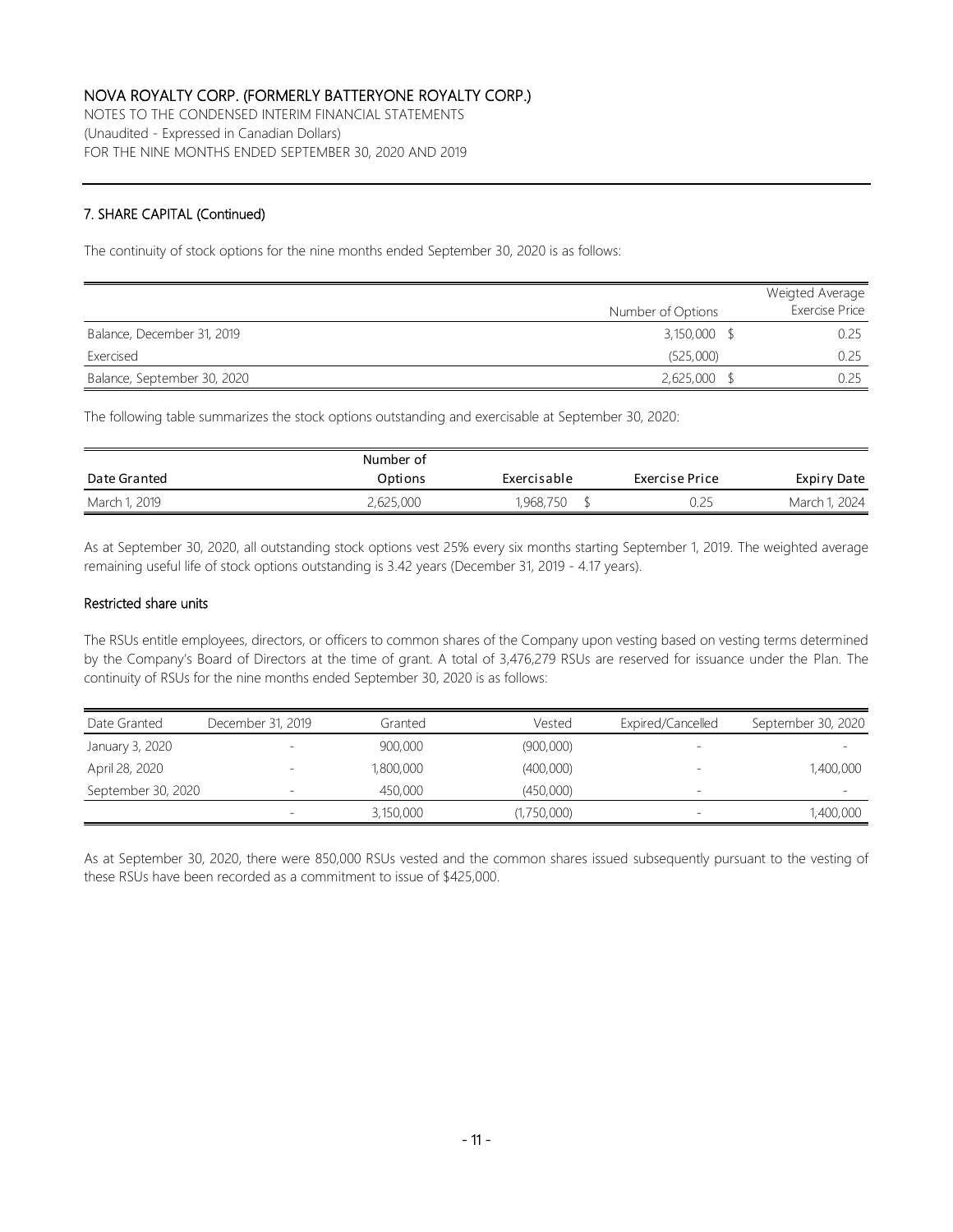## 7. SHARE CAPITAL (Continued)

The continuity of stock options for the nine months ended September 30, 2020 is as follows:

| | Number of Options | Weigted Average Exercise Price |
|---|---|---|
| Balance, December 31, 2019 | 3,150,000 | $ 0.25 |
| Exercised | (525,000) | 0.25 |
| Balance, September 30, 2020 | 2,625,000 | $ 0.25 |

The following table summarizes the stock options outstanding and exercisable at September 30, 2020:

| Date Granted | Number of Options | Exercisable | Exercise Price | Expiry Date |
|---|---|---|---|---|
| March 1, 2019 | 2,625,000 | 1,968,750 | $ 0.25 | March 1, 2024 |

As at September 30, 2020, all outstanding stock options vest 25% every six months starting September 1, 2019. The weighted average remaining useful life of stock options outstanding is 3.42 years (December 31, 2019 - 4.17 years).

### Restricted share units

The RSUs entitle employees, directors, or officers to common shares of the Company upon vesting based on vesting terms determined by the Company's Board of Directors at the time of grant. A total of 3,476,279 RSUs are reserved for issuance under the Plan. The continuity of RSUs for the nine months ended September 30, 2020 is as follows:

| Date Granted | December 31, 2019 | Granted | Vested | Expired/Cancelled | September 30, 2020 |
|---|---|---|---|---|---|
| January 3, 2020 | - | 900,000 | (900,000) | - | - |
| April 28, 2020 | - | 1,800,000 | (400,000) | - | 1,400,000 |
| September 30, 2020 | - | 450,000 | (450,000) | - | - |
| | - | 3,150,000 | (1,750,000) | - | 1,400,000 |

As at September 30, 2020, there were 850,000 RSUs vested and the common shares issued subsequently pursuant to the vesting of these RSUs have been recorded as a commitment to issue of $425,000.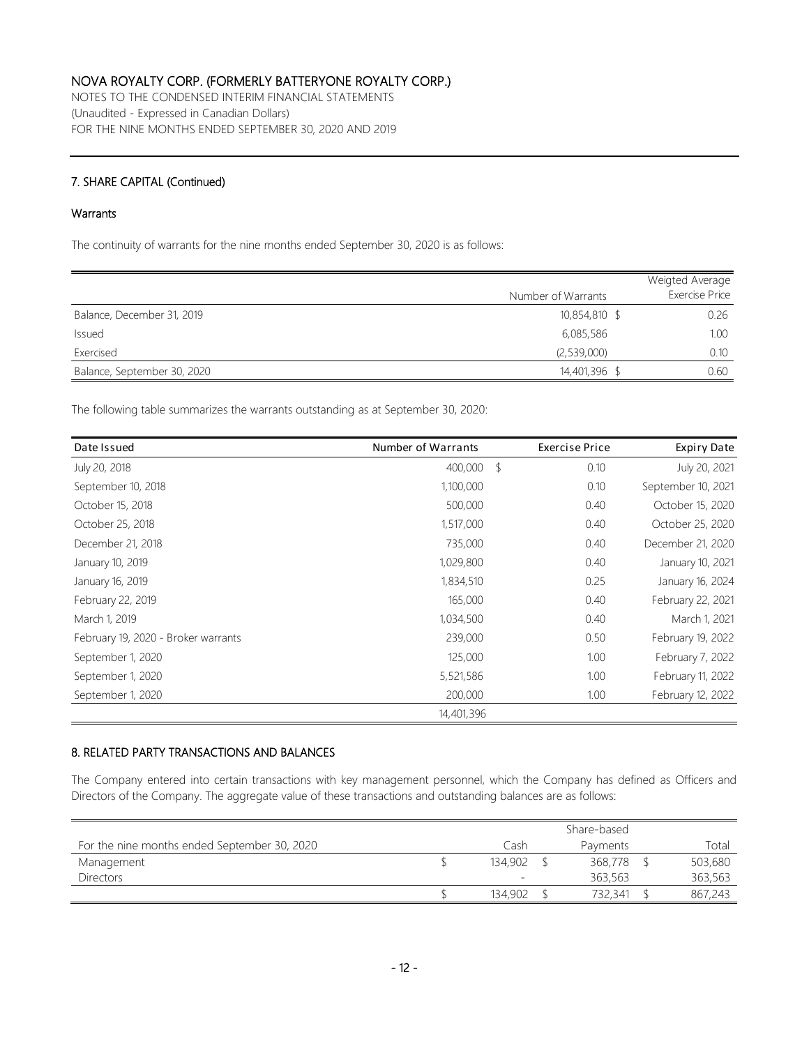## 7. SHARE CAPITAL (Continued)

### Warrants

The continuity of warrants for the nine months ended September 30, 2020 is as follows:

| | Number of Warrants | Weigted Average Exercise Price |
|---|---|---|
| Balance, December 31, 2019 | 10,854,810 | $ 0.26 |
| Issued | 6,085,586 | 1.00 |
| Exercised | (2,539,000) | 0.10 |
| Balance, September 30, 2020 | 14,401,396 | $ 0.60 |

The following table summarizes the warrants outstanding as at September 30, 2020:

| Date Issued | Number of Warrants | Exercise Price | Expiry Date |
|---|---|---|---|
| July 20, 2018 | 400,000 | $ 0.10 | July 20, 2021 |
| September 10, 2018 | 1,100,000 | 0.10 | September 10, 2021 |
| October 15, 2018 | 500,000 | 0.40 | October 15, 2020 |
| October 25, 2018 | 1,517,000 | 0.40 | October 25, 2020 |
| December 21, 2018 | 735,000 | 0.40 | December 21, 2020 |
| January 10, 2019 | 1,029,800 | 0.40 | January 10, 2021 |
| January 16, 2019 | 1,834,510 | 0.25 | January 16, 2024 |
| February 22, 2019 | 165,000 | 0.40 | February 22, 2021 |
| March 1, 2019 | 1,034,500 | 0.40 | March 1, 2021 |
| February 19, 2020 - Broker warrants | 239,000 | 0.50 | February 19, 2022 |
| September 1, 2020 | 125,000 | 1.00 | February 7, 2022 |
| September 1, 2020 | 5,521,586 | 1.00 | February 11, 2022 |
| September 1, 2020 | 200,000 | 1.00 | February 12, 2022 |
| | 14,401,396 | | |

## 8. RELATED PARTY TRANSACTIONS AND BALANCES

The Company entered into certain transactions with key management personnel, which the Company has defined as Officers and Directors of the Company. The aggregate value of these transactions and outstanding balances are as follows:

| For the nine months ended September 30, 2020 | Cash | Share-based Payments | Total |
|---|---|---|---|
| Management | $ 134,902 | $ 368,778 | $ 503,680 |
| Directors | - | 363,563 | 363,563 |
| | $ 134,902 | $ 732,341 | $ 867,243 |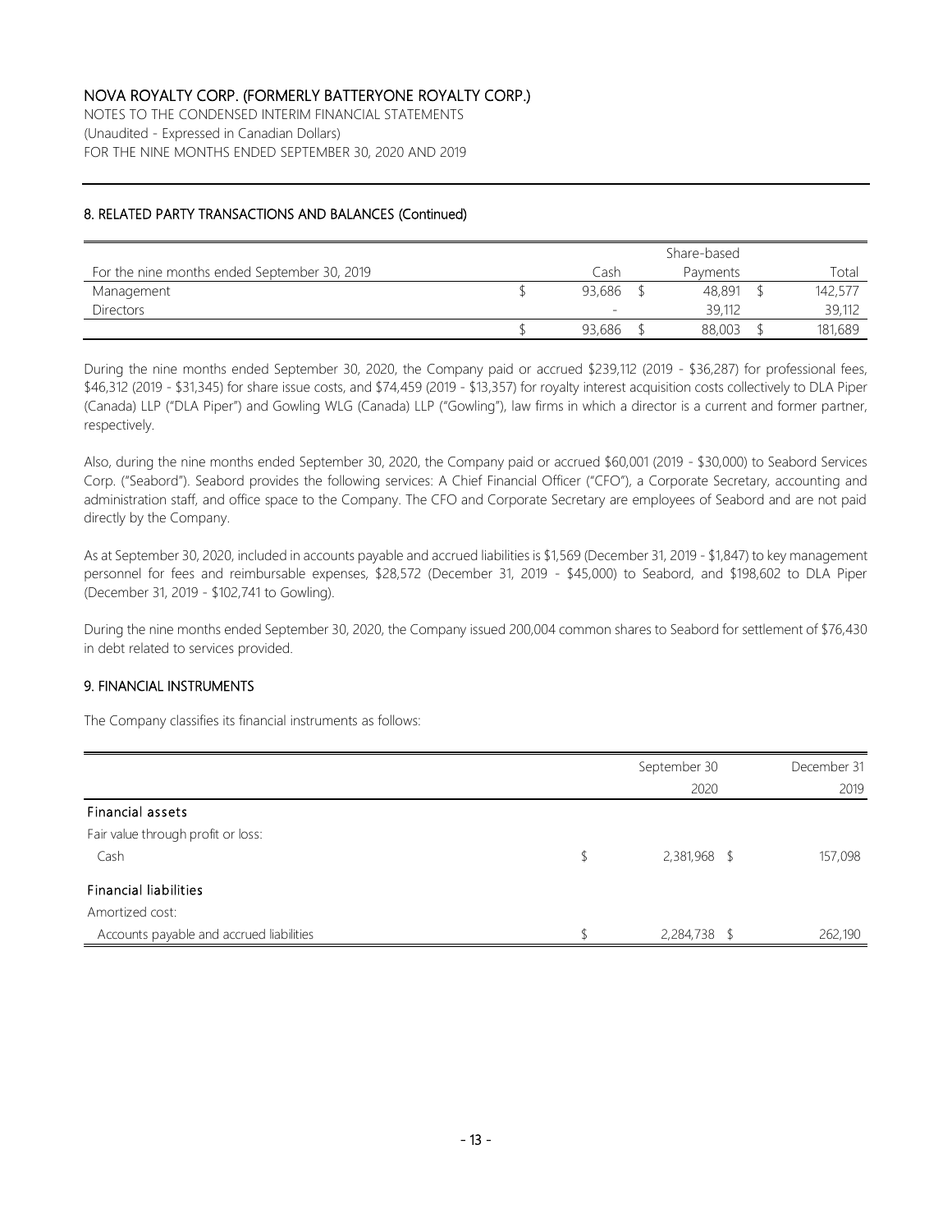## 8. RELATED PARTY TRANSACTIONS AND BALANCES (Continued)

| For the nine months ended September 30, 2019 | Cash | Share-based Payments | Total |
|---|---|---|---|
| Management | $ 93,686 | $ 48,891 | $ 142,577 |
| Directors | - | 39,112 | 39,112 |
| | $ 93,686 | $ 88,003 | $ 181,689 |

During the nine months ended September 30, 2020, the Company paid or accrued $239,112 (2019 - $36,287) for professional fees, $46,312 (2019 - $31,345) for share issue costs, and $74,459 (2019 - $13,357) for royalty interest acquisition costs collectively to DLA Piper (Canada) LLP ("DLA Piper") and Gowling WLG (Canada) LLP ("Gowling"), law firms in which a director is a current and former partner, respectively.

Also, during the nine months ended September 30, 2020, the Company paid or accrued $60,001 (2019 - $30,000) to Seabord Services Corp. ("Seabord"). Seabord provides the following services: A Chief Financial Officer ("CFO"), a Corporate Secretary, accounting and administration staff, and office space to the Company. The CFO and Corporate Secretary are employees of Seabord and are not paid directly by the Company.

As at September 30, 2020, included in accounts payable and accrued liabilities is $1,569 (December 31, 2019 - $1,847) to key management personnel for fees and reimbursable expenses, $28,572 (December 31, 2019 - $45,000) to Seabord, and $198,602 to DLA Piper (December 31, 2019 - $102,741 to Gowling).

During the nine months ended September 30, 2020, the Company issued 200,004 common shares to Seabord for settlement of $76,430 in debt related to services provided.

## 9. FINANCIAL INSTRUMENTS

The Company classifies its financial instruments as follows:

| | September 30 2020 | December 31 2019 |
|---|---|---|
| **Financial assets** | | |
| Fair value through profit or loss: | | |
| Cash | $ 2,381,968 | $ 157,098 |
| **Financial liabilities** | | |
| Amortized cost: | | |
| Accounts payable and accrued liabilities | $ 2,284,738 | $ 262,190 |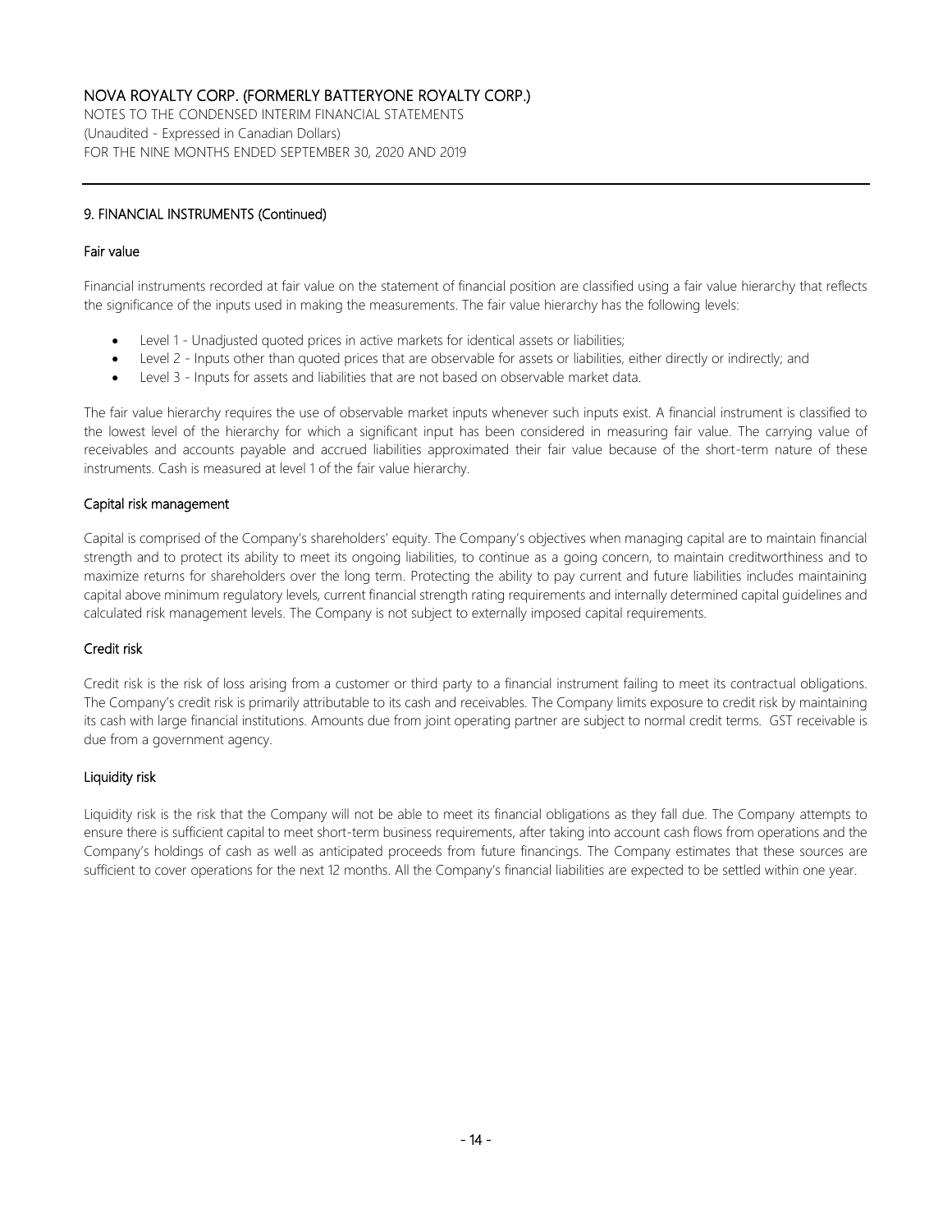## 9. FINANCIAL INSTRUMENTS (Continued)

### Fair value

Financial instruments recorded at fair value on the statement of financial position are classified using a fair value hierarchy that reflects the significance of the inputs used in making the measurements. The fair value hierarchy has the following levels:

- Level 1 - Unadjusted quoted prices in active markets for identical assets or liabilities;
- Level 2 - Inputs other than quoted prices that are observable for assets or liabilities, either directly or indirectly; and
- Level 3 - Inputs for assets and liabilities that are not based on observable market data.

The fair value hierarchy requires the use of observable market inputs whenever such inputs exist. A financial instrument is classified to the lowest level of the hierarchy for which a significant input has been considered in measuring fair value. The carrying value of receivables and accounts payable and accrued liabilities approximated their fair value because of the short-term nature of these instruments. Cash is measured at level 1 of the fair value hierarchy.

### Capital risk management

Capital is comprised of the Company's shareholders' equity. The Company's objectives when managing capital are to maintain financial strength and to protect its ability to meet its ongoing liabilities, to continue as a going concern, to maintain creditworthiness and to maximize returns for shareholders over the long term. Protecting the ability to pay current and future liabilities includes maintaining capital above minimum regulatory levels, current financial strength rating requirements and internally determined capital guidelines and calculated risk management levels. The Company is not subject to externally imposed capital requirements.

### Credit risk

Credit risk is the risk of loss arising from a customer or third party to a financial instrument failing to meet its contractual obligations. The Company's credit risk is primarily attributable to its cash and receivables. The Company limits exposure to credit risk by maintaining its cash with large financial institutions. Amounts due from joint operating partner are subject to normal credit terms. GST receivable is due from a government agency.

### Liquidity risk

Liquidity risk is the risk that the Company will not be able to meet its financial obligations as they fall due. The Company attempts to ensure there is sufficient capital to meet short-term business requirements, after taking into account cash flows from operations and the Company's holdings of cash as well as anticipated proceeds from future financings. The Company estimates that these sources are sufficient to cover operations for the next 12 months. All the Company's financial liabilities are expected to be settled within one year.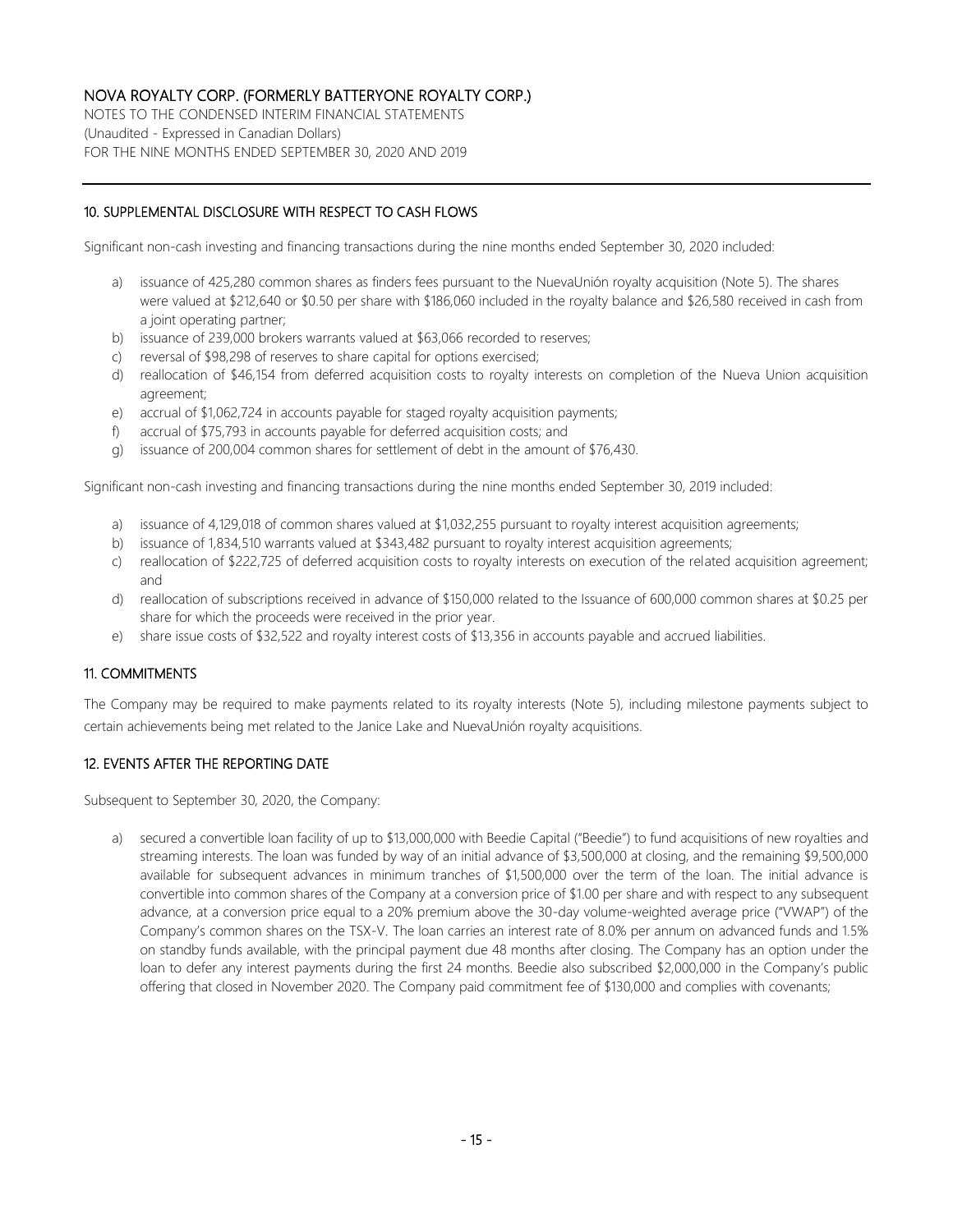## 10. SUPPLEMENTAL DISCLOSURE WITH RESPECT TO CASH FLOWS

Significant non-cash investing and financing transactions during the nine months ended September 30, 2020 included:

a) issuance of 425,280 common shares as finders fees pursuant to the NuevaUnión royalty acquisition (Note 5). The shares were valued at $212,640 or $0.50 per share with $186,060 included in the royalty balance and $26,580 received in cash from a joint operating partner;
b) issuance of 239,000 brokers warrants valued at $63,066 recorded to reserves;
c) reversal of $98,298 of reserves to share capital for options exercised;
d) reallocation of $46,154 from deferred acquisition costs to royalty interests on completion of the Nueva Union acquisition agreement;
e) accrual of $1,062,724 in accounts payable for staged royalty acquisition payments;
f) accrual of $75,793 in accounts payable for deferred acquisition costs; and
g) issuance of 200,004 common shares for settlement of debt in the amount of $76,430.

Significant non-cash investing and financing transactions during the nine months ended September 30, 2019 included:

a) issuance of 4,129,018 of common shares valued at $1,032,255 pursuant to royalty interest acquisition agreements;
b) issuance of 1,834,510 warrants valued at $343,482 pursuant to royalty interest acquisition agreements;
c) reallocation of $222,725 of deferred acquisition costs to royalty interests on execution of the related acquisition agreement; and
d) reallocation of subscriptions received in advance of $150,000 related to the Issuance of 600,000 common shares at $0.25 per share for which the proceeds were received in the prior year.
e) share issue costs of $32,522 and royalty interest costs of $13,356 in accounts payable and accrued liabilities.

## 11. COMMITMENTS

The Company may be required to make payments related to its royalty interests (Note 5), including milestone payments subject to certain achievements being met related to the Janice Lake and NuevaUnión royalty acquisitions.

## 12. EVENTS AFTER THE REPORTING DATE

Subsequent to September 30, 2020, the Company:

a) secured a convertible loan facility of up to $13,000,000 with Beedie Capital ("Beedie") to fund acquisitions of new royalties and streaming interests. The loan was funded by way of an initial advance of $3,500,000 at closing, and the remaining $9,500,000 available for subsequent advances in minimum tranches of $1,500,000 over the term of the loan. The initial advance is convertible into common shares of the Company at a conversion price of $1.00 per share and with respect to any subsequent advance, at a conversion price equal to a 20% premium above the 30-day volume-weighted average price ("VWAP") of the Company's common shares on the TSX-V. The loan carries an interest rate of 8.0% per annum on advanced funds and 1.5% on standby funds available, with the principal payment due 48 months after closing. The Company has an option under the loan to defer any interest payments during the first 24 months. Beedie also subscribed $2,000,000 in the Company's public offering that closed in November 2020. The Company paid commitment fee of $130,000 and complies with covenants;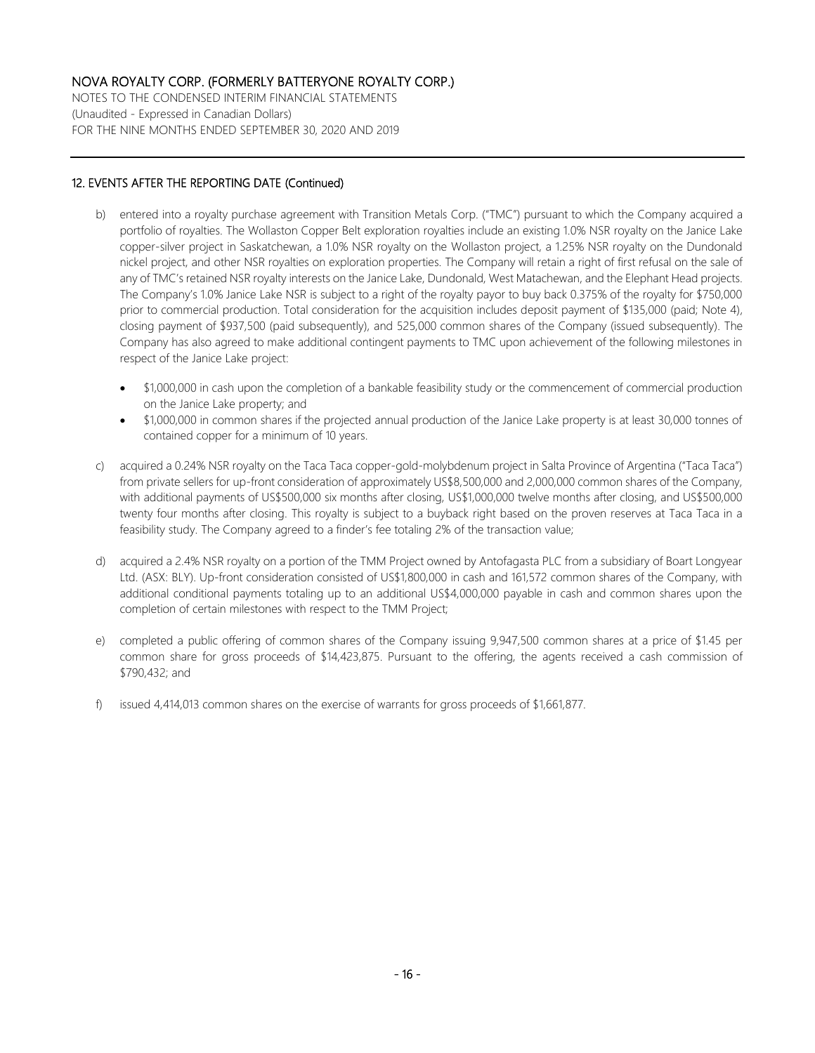## 12. EVENTS AFTER THE REPORTING DATE (Continued)

b) entered into a royalty purchase agreement with Transition Metals Corp. ("TMC") pursuant to which the Company acquired a portfolio of royalties. The Wollaston Copper Belt exploration royalties include an existing 1.0% NSR royalty on the Janice Lake copper-silver project in Saskatchewan, a 1.0% NSR royalty on the Wollaston project, a 1.25% NSR royalty on the Dundonald nickel project, and other NSR royalties on exploration properties. The Company will retain a right of first refusal on the sale of any of TMC's retained NSR royalty interests on the Janice Lake, Dundonald, West Matachewan, and the Elephant Head projects. The Company's 1.0% Janice Lake NSR is subject to a right of the royalty payor to buy back 0.375% of the royalty for $750,000 prior to commercial production. Total consideration for the acquisition includes deposit payment of $135,000 (paid; Note 4), closing payment of $937,500 (paid subsequently), and 525,000 common shares of the Company (issued subsequently). The Company has also agreed to make additional contingent payments to TMC upon achievement of the following milestones in respect of the Janice Lake project:

- $1,000,000 in cash upon the completion of a bankable feasibility study or the commencement of commercial production on the Janice Lake property; and
- $1,000,000 in common shares if the projected annual production of the Janice Lake property is at least 30,000 tonnes of contained copper for a minimum of 10 years.

c) acquired a 0.24% NSR royalty on the Taca Taca copper-gold-molybdenum project in Salta Province of Argentina ("Taca Taca") from private sellers for up-front consideration of approximately US$8,500,000 and 2,000,000 common shares of the Company, with additional payments of US$500,000 six months after closing, US$1,000,000 twelve months after closing, and US$500,000 twenty four months after closing. This royalty is subject to a buyback right based on the proven reserves at Taca Taca in a feasibility study. The Company agreed to a finder's fee totaling 2% of the transaction value;

d) acquired a 2.4% NSR royalty on a portion of the TMM Project owned by Antofagasta PLC from a subsidiary of Boart Longyear Ltd. (ASX: BLY). Up-front consideration consisted of US$1,800,000 in cash and 161,572 common shares of the Company, with additional conditional payments totaling up to an additional US$4,000,000 payable in cash and common shares upon the completion of certain milestones with respect to the TMM Project;

e) completed a public offering of common shares of the Company issuing 9,947,500 common shares at a price of $1.45 per common share for gross proceeds of $14,423,875. Pursuant to the offering, the agents received a cash commission of $790,432; and

f) issued 4,414,013 common shares on the exercise of warrants for gross proceeds of $1,661,877.